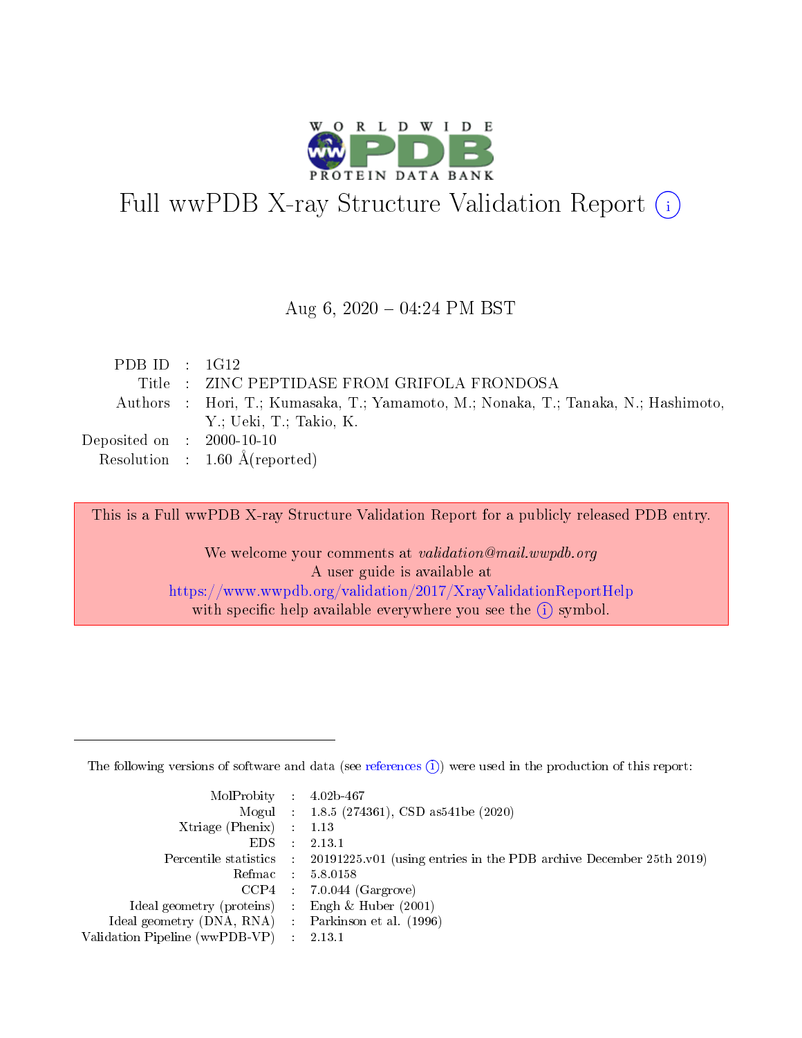# Full wwPDB X-ray Structure Validation Report (i)

Aug 6, 2020 – 04:24 PM BST

| | | |
|---|---|---|
| PDB ID | : | 1G12 |
| Title | : | ZINC PEPTIDASE FROM GRIFOLA FRONDOSA |
| Authors | : | Hori, T.; Kumasaka, T.; Yamamoto, M.; Nonaka, T.; Tanaka, N.; Hashimoto, Y.; Ueki, T.; Takio, K. |
| Deposited on | : | 2000-10-10 |
| Resolution | : | 1.60 Å(reported) |

This is a Full wwPDB X-ray Structure Validation Report for a publicly released PDB entry.

We welcome your comments at *validation@mail.wwpdb.org*
A user guide is available at
https://www.wwpdb.org/validation/2017/XrayValidationReportHelp
with specific help available everywhere you see the (i) symbol.

The following versions of software and data (see references (i)) were used in the production of this report:

| | | |
|---|---|---|
| MolProbity | : | 4.02b-467 |
| Mogul | : | 1.8.5 (274361), CSD as541be (2020) |
| Xtriage (Phenix) | : | 1.13 |
| EDS | : | 2.13.1 |
| Percentile statistics | : | 20191225.v01 (using entries in the PDB archive December 25th 2019) |
| Refmac | : | 5.8.0158 |
| CCP4 | : | 7.0.044 (Gargrove) |
| Ideal geometry (proteins) | : | Engh & Huber (2001) |
| Ideal geometry (DNA, RNA) | : | Parkinson et al. (1996) |
| Validation Pipeline (wwPDB-VP) | : | 2.13.1 |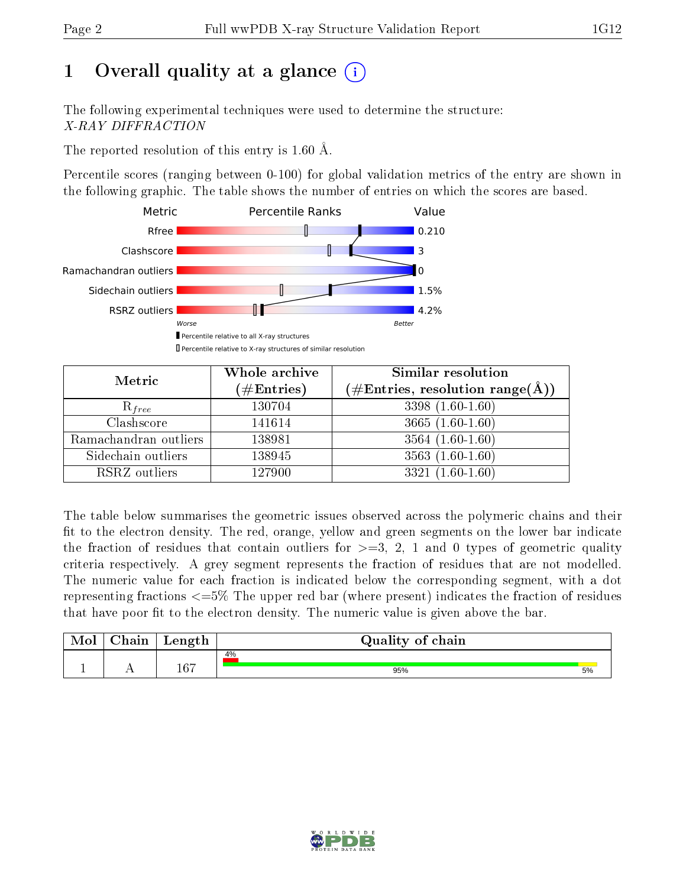# 1 Overall quality at a glance (i)

The following experimental techniques were used to determine the structure:
*X-RAY DIFFRACTION*

The reported resolution of this entry is 1.60 Å.

Percentile scores (ranging between 0-100) for global validation metrics of the entry are shown in the following graphic. The table shows the number of entries on which the scores are based.

| Metric | Value |
|---|---|
| Rfree | 0.210 |
| Clashscore | 3 |
| Ramachandran outliers | 0 |
| Sidechain outliers | 1.5% |
| RSRZ outliers | 4.2% |

Worse — Better

▮ Percentile relative to all X-ray structures
▯ Percentile relative to X-ray structures of similar resolution

| Metric | Whole archive (#Entries) | Similar resolution (#Entries, resolution range(Å)) |
|---|---|---|
| $R_{free}$ | 130704 | 3398 (1.60-1.60) |
| Clashscore | 141614 | 3665 (1.60-1.60) |
| Ramachandran outliers | 138981 | 3564 (1.60-1.60) |
| Sidechain outliers | 138945 | 3563 (1.60-1.60) |
| RSRZ outliers | 127900 | 3321 (1.60-1.60) |

The table below summarises the geometric issues observed across the polymeric chains and their fit to the electron density. The red, orange, yellow and green segments on the lower bar indicate the fraction of residues that contain outliers for >=3, 2, 1 and 0 types of geometric quality criteria respectively. A grey segment represents the fraction of residues that are not modelled. The numeric value for each fraction is indicated below the corresponding segment, with a dot representing fractions <=5% The upper red bar (where present) indicates the fraction of residues that have poor fit to the electron density. The numeric value is given above the bar.

| Mol | Chain | Length | Quality of chain |
|---|---|---|---|
| 1 | A | 167 | 4% (poor fit); 95% (green), 5% (yellow) |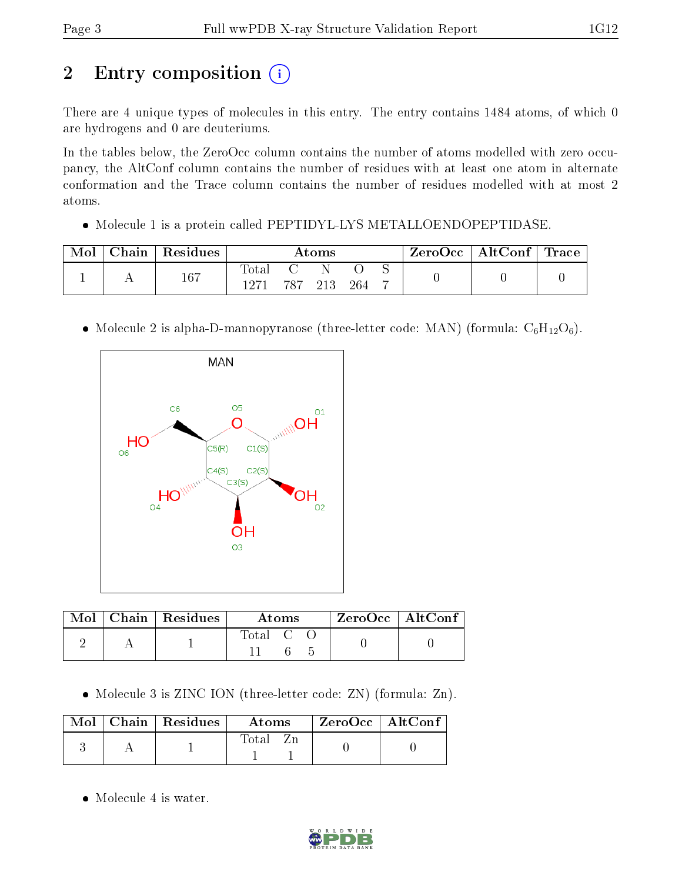# 2 Entry composition

There are 4 unique types of molecules in this entry. The entry contains 1484 atoms, of which 0 are hydrogens and 0 are deuteriums.

In the tables below, the ZeroOcc column contains the number of atoms modelled with zero occupancy, the AltConf column contains the number of residues with at least one atom in alternate conformation and the Trace column contains the number of residues modelled with at most 2 atoms.

- Molecule 1 is a protein called PEPTIDYL-LYS METALLOENDOPEPTIDASE.

| Mol | Chain | Residues | Atoms | | | | | ZeroOcc | AltConf | Trace |
|---|---|---|---|---|---|---|---|---|---|---|
| 1 | A | 167 | Total | C | N | O | S | 0 | 0 | 0 |
| | | | 1271 | 787 | 213 | 264 | 7 | | | |

- Molecule 2 is alpha-D-mannopyranose (three-letter code: MAN) (formula: $C_6H_{12}O_6$).

| Mol | Chain | Residues | Atoms | | | ZeroOcc | AltConf |
|---|---|---|---|---|---|---|---|
| 2 | A | 1 | Total | C | O | 0 | 0 |
| | | | 11 | 6 | 5 | | |

- Molecule 3 is ZINC ION (three-letter code: ZN) (formula: Zn).

| Mol | Chain | Residues | Atoms | | ZeroOcc | AltConf |
|---|---|---|---|---|---|---|
| 3 | A | 1 | Total | Zn | 0 | 0 |
| | | | 1 | 1 | | |

- Molecule 4 is water.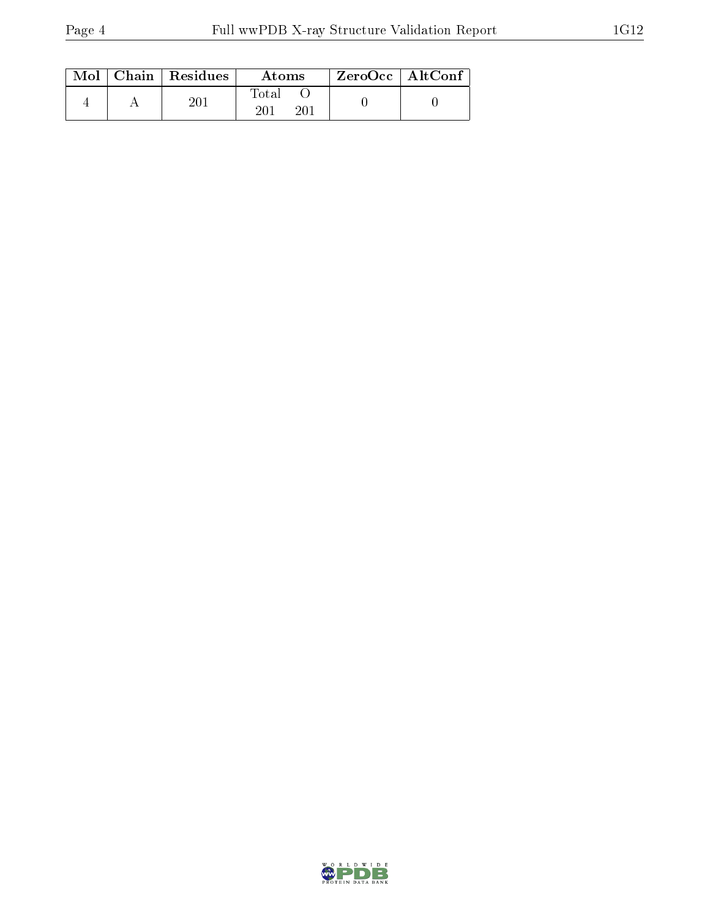| Mol | Chain | Residues | Atoms | | ZeroOcc | AltConf |
|---|---|---|---|---|---|---|
| | | | Total | O | | |
| 4 | A | 201 | 201 | 201 | 0 | 0 |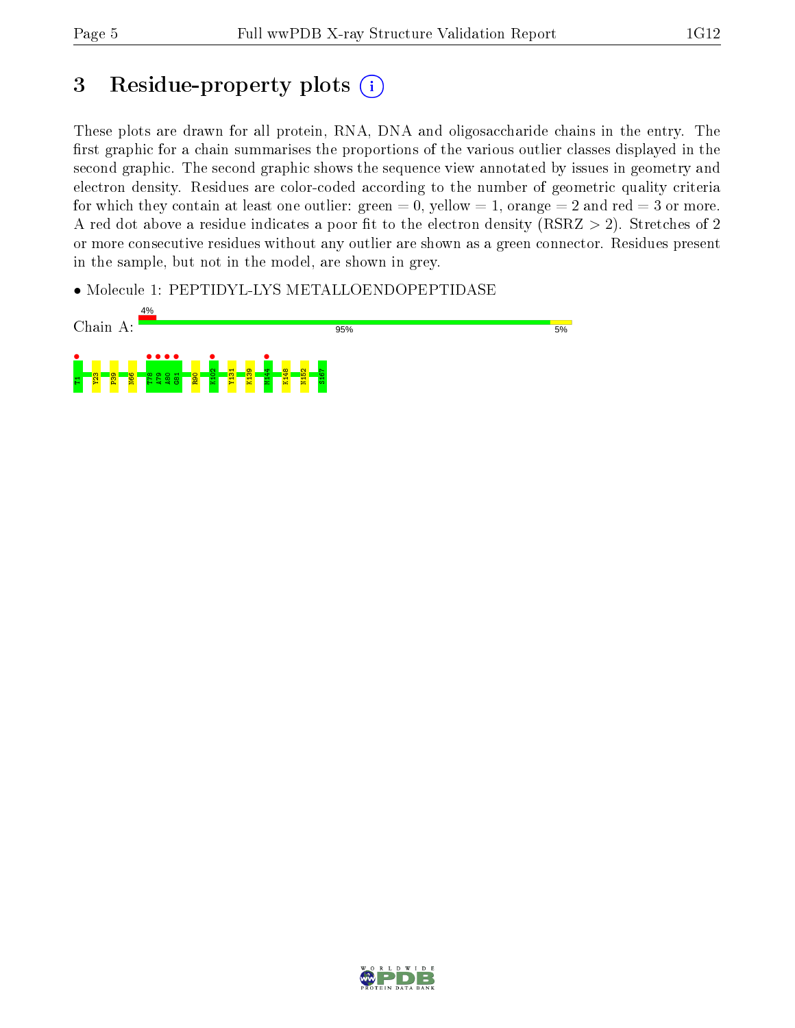# 3 Residue-property plots

These plots are drawn for all protein, RNA, DNA and oligosaccharide chains in the entry. The first graphic for a chain summarises the proportions of the various outlier classes displayed in the second graphic. The second graphic shows the sequence view annotated by issues in geometry and electron density. Residues are color-coded according to the number of geometric quality criteria for which they contain at least one outlier: green = 0, yellow = 1, orange = 2 and red = 3 or more. A red dot above a residue indicates a poor fit to the electron density (RSRZ > 2). Stretches of 2 or more consecutive residues without any outlier are shown as a green connector. Residues present in the sample, but not in the model, are shown in grey.

- Molecule 1: PEPTIDYL-LYS METALLOENDOPEPTIDASE

Chain A: 4% | 95% | 5%

T1 Y23 P39 N66 T78 A79 A80 G81 R90 K102 Y131 K139 M144 K148 N152 S167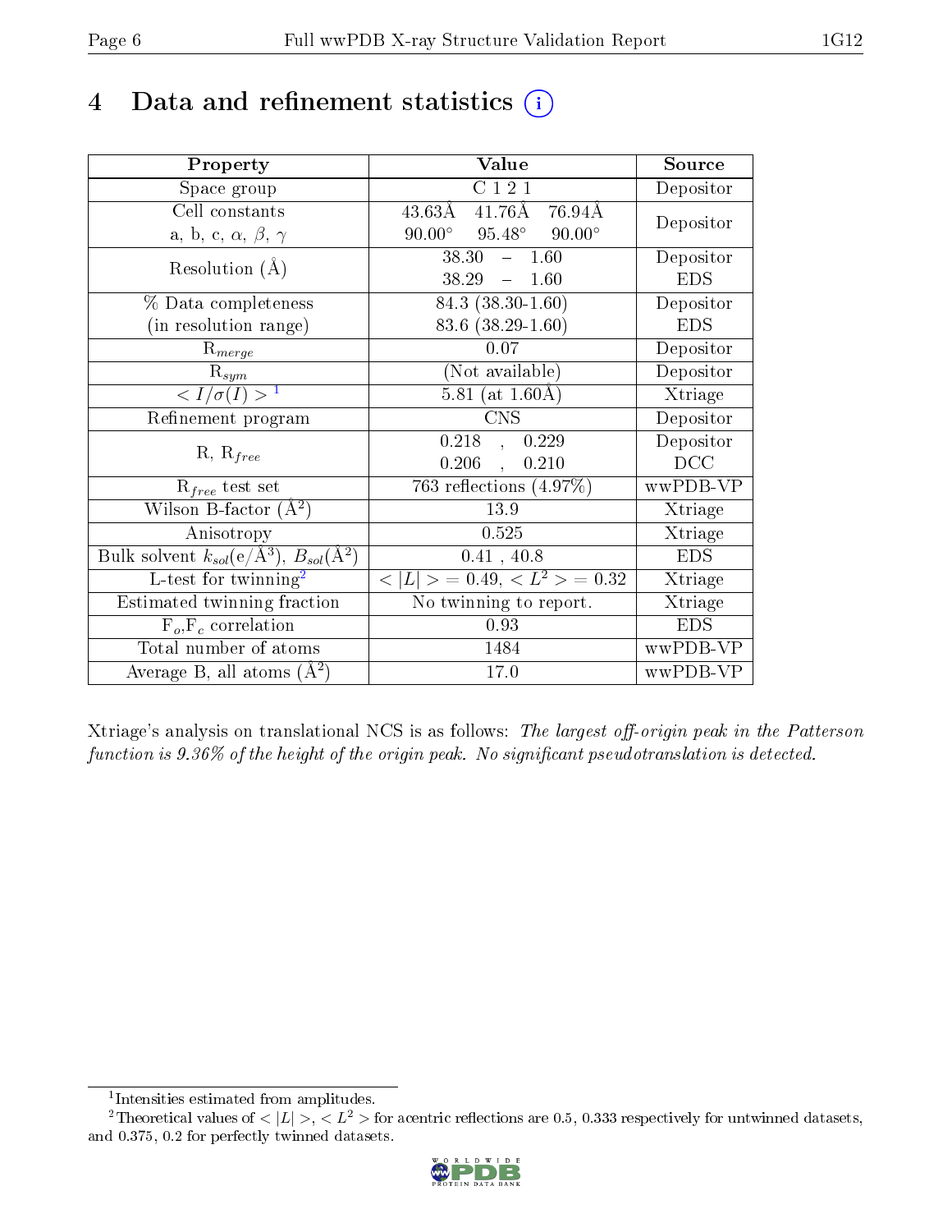# 4 Data and refinement statistics (i)

| Property | Value | Source |
|---|---|---|
| Space group | C 1 2 1 | Depositor |
| Cell constants<br>a, b, c, $\alpha$, $\beta$, $\gamma$ | 43.63Å 41.76Å 76.94Å<br>90.00° 95.48° 90.00° | Depositor |
| Resolution (Å) | 38.30 – 1.60<br>38.29 – 1.60 | Depositor<br>EDS |
| % Data completeness<br>(in resolution range) | 84.3 (38.30-1.60)<br>83.6 (38.29-1.60) | Depositor<br>EDS |
| $R_{merge}$ | 0.07 | Depositor |
| $R_{sym}$ | (Not available) | Depositor |
| $< I/\sigma(I) >$ [1] | 5.81 (at 1.60Å) | Xtriage |
| Refinement program | CNS | Depositor |
| R, $R_{free}$ | 0.218 , 0.229<br>0.206 , 0.210 | Depositor<br>DCC |
| $R_{free}$ test set | 763 reflections (4.97%) | wwPDB-VP |
| Wilson B-factor (Å$^2$) | 13.9 | Xtriage |
| Anisotropy | 0.525 | Xtriage |
| Bulk solvent $k_{sol}$(e/Å$^3$), $B_{sol}$(Å$^2$) | 0.41 , 40.8 | EDS |
| L-test for twinning[2] | $< \|L\| >$ = 0.49, $< L^2 >$ = 0.32 | Xtriage |
| Estimated twinning fraction | No twinning to report. | Xtriage |
| $F_o$,$F_c$ correlation | 0.93 | EDS |
| Total number of atoms | 1484 | wwPDB-VP |
| Average B, all atoms (Å$^2$) | 17.0 | wwPDB-VP |

Xtriage's analysis on translational NCS is as follows: *The largest off-origin peak in the Patterson function is 9.36% of the height of the origin peak. No significant pseudotranslation is detected.*

[1] Intensities estimated from amplitudes.

[2] Theoretical values of $< |L| >$, $< L^2 >$ for acentric reflections are 0.5, 0.333 respectively for untwinned datasets, and 0.375, 0.2 for perfectly twinned datasets.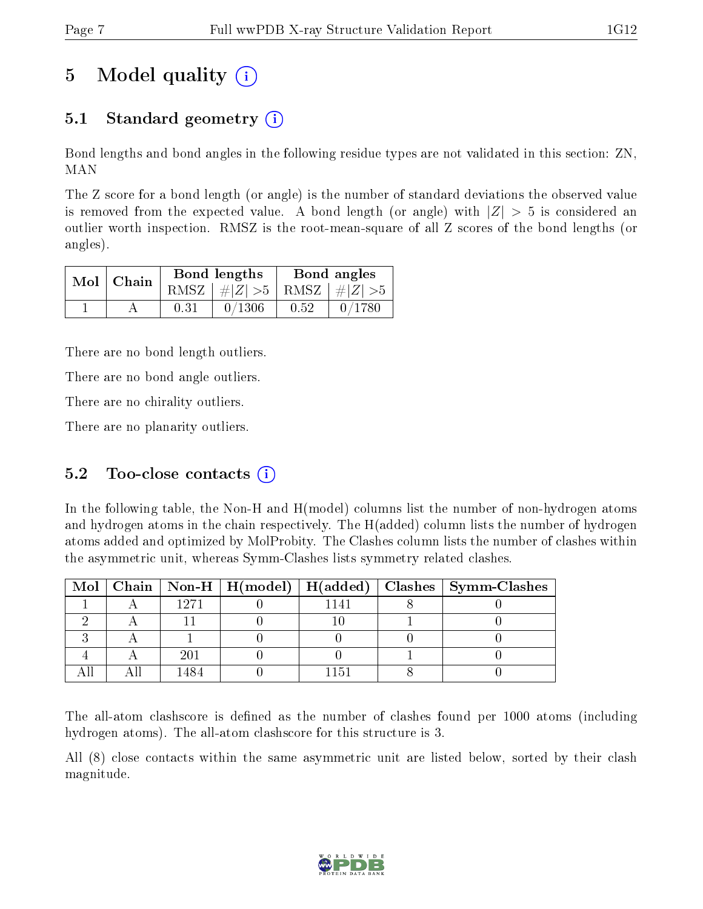# 5 Model quality (i)

## 5.1 Standard geometry (i)

Bond lengths and bond angles in the following residue types are not validated in this section: ZN, MAN

The Z score for a bond length (or angle) is the number of standard deviations the observed value is removed from the expected value. A bond length (or angle) with $|Z| > 5$ is considered an outlier worth inspection. RMSZ is the root-mean-square of all Z scores of the bond lengths (or angles).

| Mol | Chain | Bond lengths | | Bond angles | |
|---|---|---|---|---|---|
| | | RMSZ | $\#\|Z\| > 5$ | RMSZ | $\#\|Z\| > 5$ |
| 1 | A | 0.31 | 0/1306 | 0.52 | 0/1780 |

There are no bond length outliers.

There are no bond angle outliers.

There are no chirality outliers.

There are no planarity outliers.

## 5.2 Too-close contacts (i)

In the following table, the Non-H and H(model) columns list the number of non-hydrogen atoms and hydrogen atoms in the chain respectively. The H(added) column lists the number of hydrogen atoms added and optimized by MolProbity. The Clashes column lists the number of clashes within the asymmetric unit, whereas Symm-Clashes lists symmetry related clashes.

| Mol | Chain | Non-H | H(model) | H(added) | Clashes | Symm-Clashes |
|---|---|---|---|---|---|---|
| 1 | A | 1271 | 0 | 1141 | 8 | 0 |
| 2 | A | 11 | 0 | 10 | 1 | 0 |
| 3 | A | 1 | 0 | 0 | 0 | 0 |
| 4 | A | 201 | 0 | 0 | 1 | 0 |
| All | All | 1484 | 0 | 1151 | 8 | 0 |

The all-atom clashscore is defined as the number of clashes found per 1000 atoms (including hydrogen atoms). The all-atom clashscore for this structure is 3.

All (8) close contacts within the same asymmetric unit are listed below, sorted by their clash magnitude.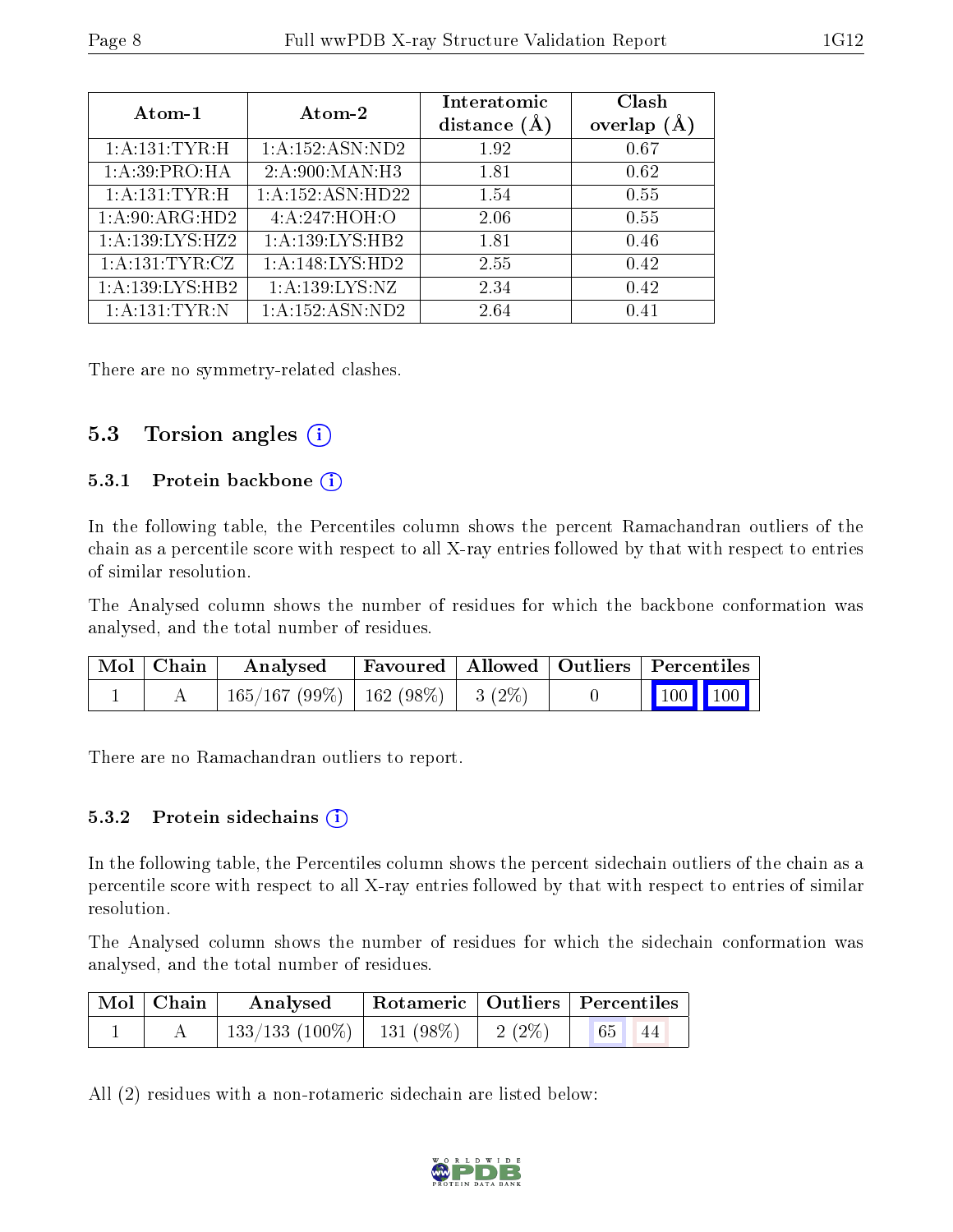| Atom-1 | Atom-2 | Interatomic distance (Å) | Clash overlap (Å) |
|---|---|---|---|
| 1:A:131:TYR:H | 1:A:152:ASN:ND2 | 1.92 | 0.67 |
| 1:A:39:PRO:HA | 2:A:900:MAN:H3 | 1.81 | 0.62 |
| 1:A:131:TYR:H | 1:A:152:ASN:HD22 | 1.54 | 0.55 |
| 1:A:90:ARG:HD2 | 4:A:247:HOH:O | 2.06 | 0.55 |
| 1:A:139:LYS:HZ2 | 1:A:139:LYS:HB2 | 1.81 | 0.46 |
| 1:A:131:TYR:CZ | 1:A:148:LYS:HD2 | 2.55 | 0.42 |
| 1:A:139:LYS:HB2 | 1:A:139:LYS:NZ | 2.34 | 0.42 |
| 1:A:131:TYR:N | 1:A:152:ASN:ND2 | 2.64 | 0.41 |

There are no symmetry-related clashes.

## 5.3 Torsion angles

### 5.3.1 Protein backbone

In the following table, the Percentiles column shows the percent Ramachandran outliers of the chain as a percentile score with respect to all X-ray entries followed by that with respect to entries of similar resolution.

The Analysed column shows the number of residues for which the backbone conformation was analysed, and the total number of residues.

| Mol | Chain | Analysed | Favoured | Allowed | Outliers | Percentiles |
|---|---|---|---|---|---|---|
| 1 | A | 165/167 (99%) | 162 (98%) | 3 (2%) | 0 | 100 100 |

There are no Ramachandran outliers to report.

### 5.3.2 Protein sidechains

In the following table, the Percentiles column shows the percent sidechain outliers of the chain as a percentile score with respect to all X-ray entries followed by that with respect to entries of similar resolution.

The Analysed column shows the number of residues for which the sidechain conformation was analysed, and the total number of residues.

| Mol | Chain | Analysed | Rotameric | Outliers | Percentiles |
|---|---|---|---|---|---|
| 1 | A | 133/133 (100%) | 131 (98%) | 2 (2%) | 65 44 |

All (2) residues with a non-rotameric sidechain are listed below: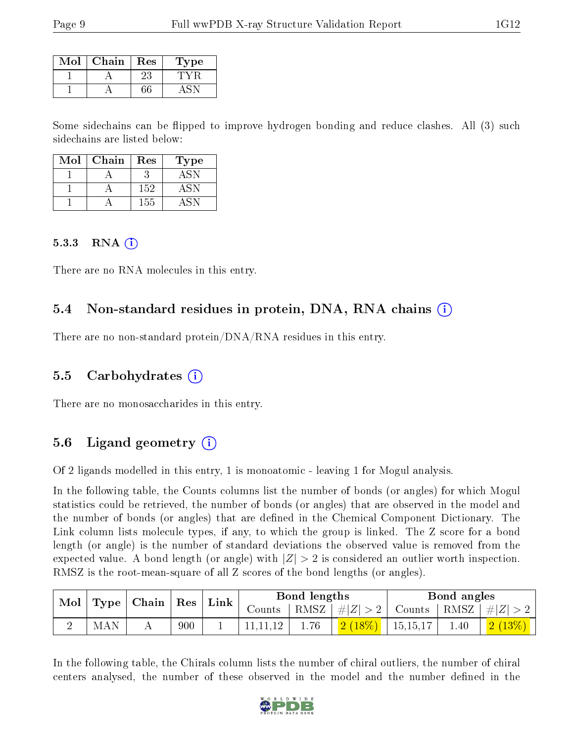| Mol | Chain | Res | Type |
|---|---|---|---|
| 1 | A | 23 | TYR |
| 1 | A | 66 | ASN |

Some sidechains can be flipped to improve hydrogen bonding and reduce clashes. All (3) such sidechains are listed below:

| Mol | Chain | Res | Type |
|---|---|---|---|
| 1 | A | 3 | ASN |
| 1 | A | 152 | ASN |
| 1 | A | 155 | ASN |

### 5.3.3 RNA (i)

There are no RNA molecules in this entry.

## 5.4 Non-standard residues in protein, DNA, RNA chains (i)

There are no non-standard protein/DNA/RNA residues in this entry.

## 5.5 Carbohydrates (i)

There are no monosaccharides in this entry.

## 5.6 Ligand geometry (i)

Of 2 ligands modelled in this entry, 1 is monoatomic - leaving 1 for Mogul analysis.

In the following table, the Counts columns list the number of bonds (or angles) for which Mogul statistics could be retrieved, the number of bonds (or angles) that are observed in the model and the number of bonds (or angles) that are defined in the Chemical Component Dictionary. The Link column lists molecule types, if any, to which the group is linked. The Z score for a bond length (or angle) is the number of standard deviations the observed value is removed from the expected value. A bond length (or angle) with $|Z| > 2$ is considered an outlier worth inspection. RMSZ is the root-mean-square of all Z scores of the bond lengths (or angles).

| Mol | Type | Chain | Res | Link | Bond lengths | | | Bond angles | | |
|---|---|---|---|---|---|---|---|---|---|---|
| | | | | | Counts | RMSZ | $\#\|Z\| > 2$ | Counts | RMSZ | $\#\|Z\| > 2$ |
| 2 | MAN | A | 900 | 1 | 11,11,12 | 1.76 | 2 (18%) | 15,15,17 | 1.40 | 2 (13%) |

In the following table, the Chirals column lists the number of chiral outliers, the number of chiral centers analysed, the number of these observed in the model and the number defined in the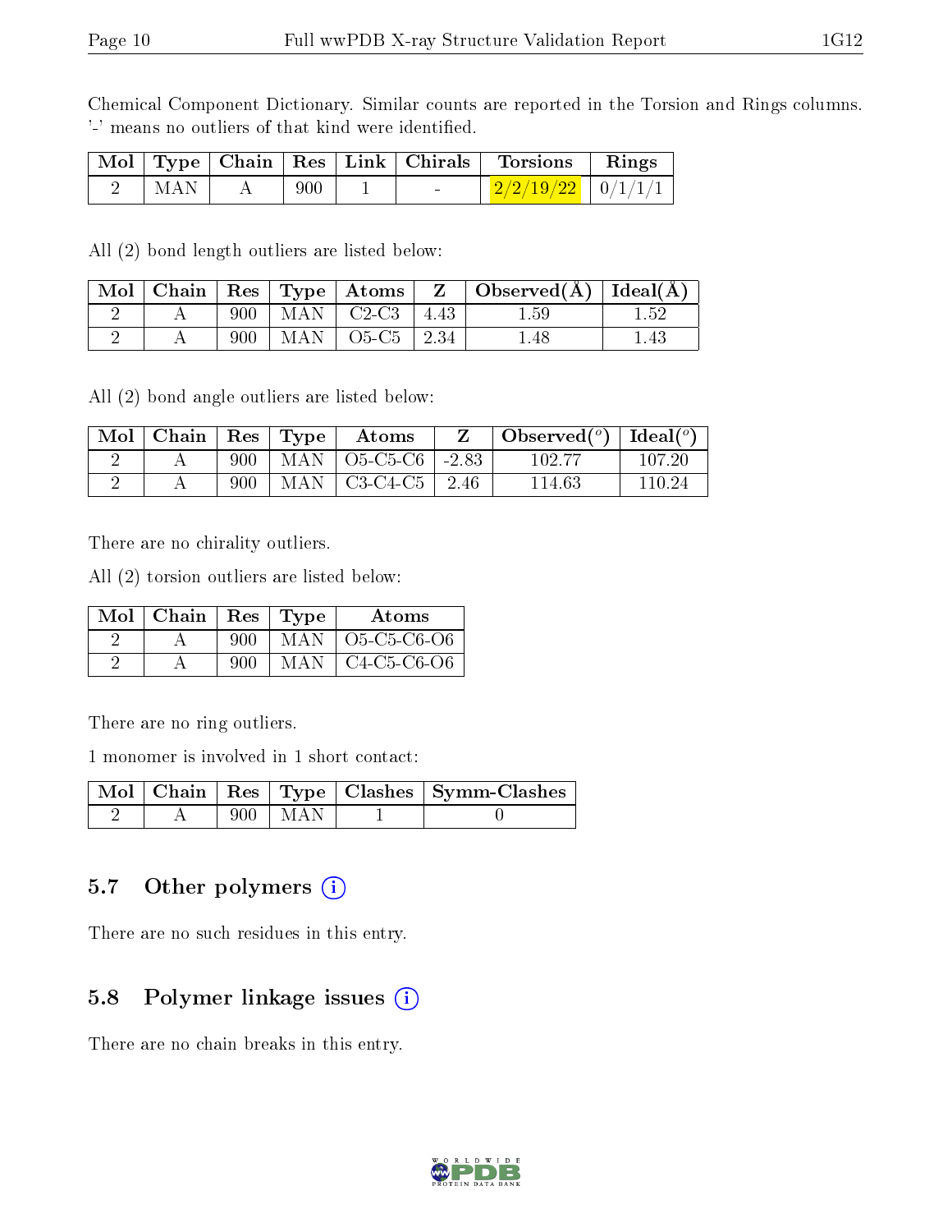Chemical Component Dictionary. Similar counts are reported in the Torsion and Rings columns. '-' means no outliers of that kind were identified.

| Mol | Type | Chain | Res | Link | Chirals | Torsions | Rings |
|---|---|---|---|---|---|---|---|
| 2 | MAN | A | 900 | 1 | - | 2/2/19/22 | 0/1/1/1 |

All (2) bond length outliers are listed below:

| Mol | Chain | Res | Type | Atoms | Z | Observed(Å) | Ideal(Å) |
|---|---|---|---|---|---|---|---|
| 2 | A | 900 | MAN | C2-C3 | 4.43 | 1.59 | 1.52 |
| 2 | A | 900 | MAN | O5-C5 | 2.34 | 1.48 | 1.43 |

All (2) bond angle outliers are listed below:

| Mol | Chain | Res | Type | Atoms | Z | Observed($^o$) | Ideal($^o$) |
|---|---|---|---|---|---|---|---|
| 2 | A | 900 | MAN | O5-C5-C6 | -2.83 | 102.77 | 107.20 |
| 2 | A | 900 | MAN | C3-C4-C5 | 2.46 | 114.63 | 110.24 |

There are no chirality outliers.

All (2) torsion outliers are listed below:

| Mol | Chain | Res | Type | Atoms |
|---|---|---|---|---|
| 2 | A | 900 | MAN | O5-C5-C6-O6 |
| 2 | A | 900 | MAN | C4-C5-C6-O6 |

There are no ring outliers.

1 monomer is involved in 1 short contact:

| Mol | Chain | Res | Type | Clashes | Symm-Clashes |
|---|---|---|---|---|---|
| 2 | A | 900 | MAN | 1 | 0 |

## 5.7 Other polymers

There are no such residues in this entry.

## 5.8 Polymer linkage issues

There are no chain breaks in this entry.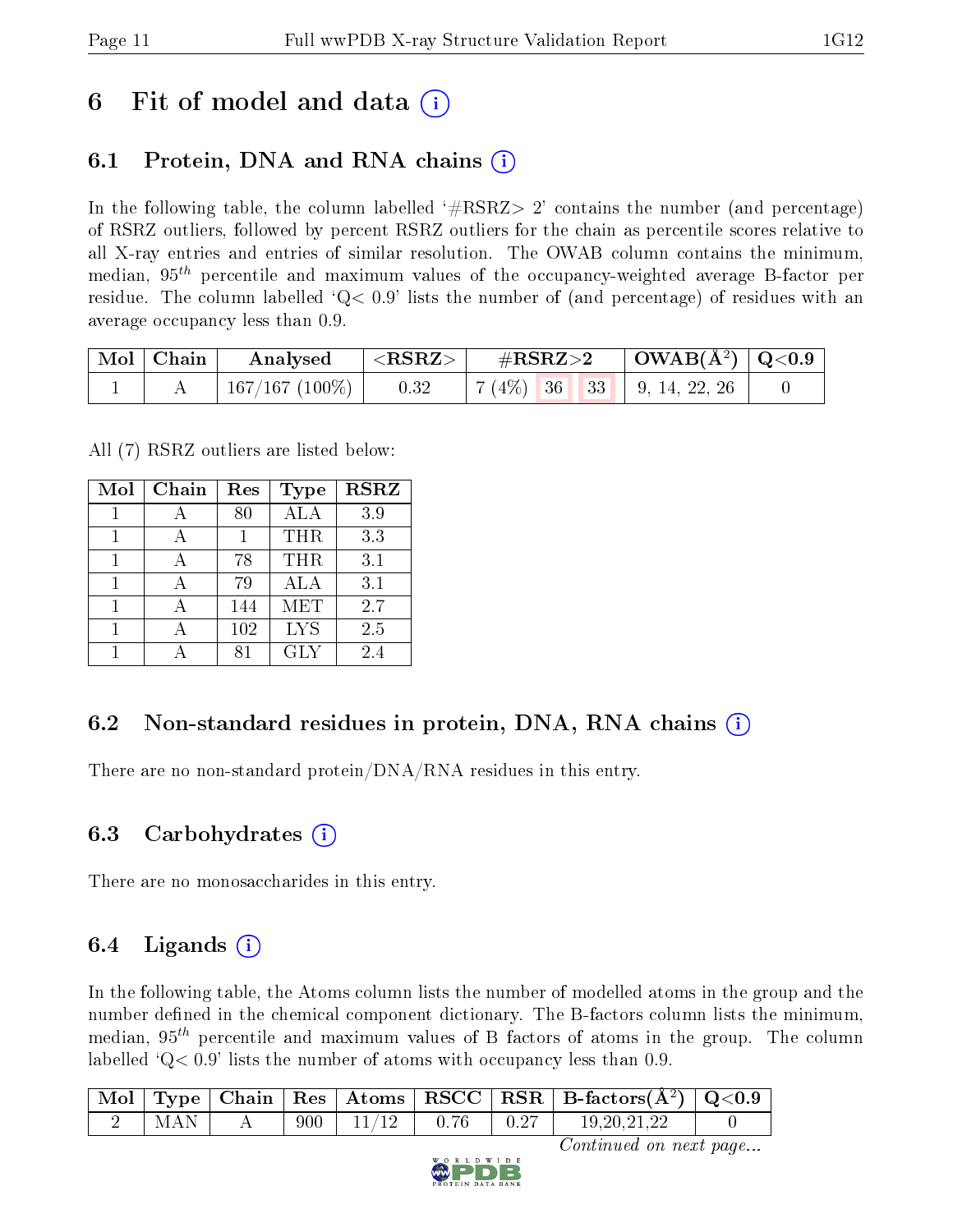# 6 Fit of model and data

## 6.1 Protein, DNA and RNA chains

In the following table, the column labelled '#RSRZ> 2' contains the number (and percentage) of RSRZ outliers, followed by percent RSRZ outliers for the chain as percentile scores relative to all X-ray entries and entries of similar resolution. The OWAB column contains the minimum, median, $95^{th}$ percentile and maximum values of the occupancy-weighted average B-factor per residue. The column labelled 'Q< 0.9' lists the number of (and percentage) of residues with an average occupancy less than 0.9.

| Mol | Chain | Analysed | <RSRZ> | #RSRZ>2 | | | OWAB(Å$^2$) | Q<0.9 |
|---|---|---|---|---|---|---|---|---|
| 1 | A | 167/167 (100%) | 0.32 | 7 (4%) | 36 | 33 | 9, 14, 22, 26 | 0 |

All (7) RSRZ outliers are listed below:

| Mol | Chain | Res | Type | RSRZ |
|---|---|---|---|---|
| 1 | A | 80 | ALA | 3.9 |
| 1 | A | 1 | THR | 3.3 |
| 1 | A | 78 | THR | 3.1 |
| 1 | A | 79 | ALA | 3.1 |
| 1 | A | 144 | MET | 2.7 |
| 1 | A | 102 | LYS | 2.5 |
| 1 | A | 81 | GLY | 2.4 |

## 6.2 Non-standard residues in protein, DNA, RNA chains

There are no non-standard protein/DNA/RNA residues in this entry.

## 6.3 Carbohydrates

There are no monosaccharides in this entry.

## 6.4 Ligands

In the following table, the Atoms column lists the number of modelled atoms in the group and the number defined in the chemical component dictionary. The B-factors column lists the minimum, median, $95^{th}$ percentile and maximum values of B factors of atoms in the group. The column labelled 'Q< 0.9' lists the number of atoms with occupancy less than 0.9.

| Mol | Type | Chain | Res | Atoms | RSCC | RSR | B-factors(Å$^2$) | Q<0.9 |
|---|---|---|---|---|---|---|---|---|
| 2 | MAN | A | 900 | 11/12 | 0.76 | 0.27 | 19,20,21,22 | 0 |

*Continued on next page...*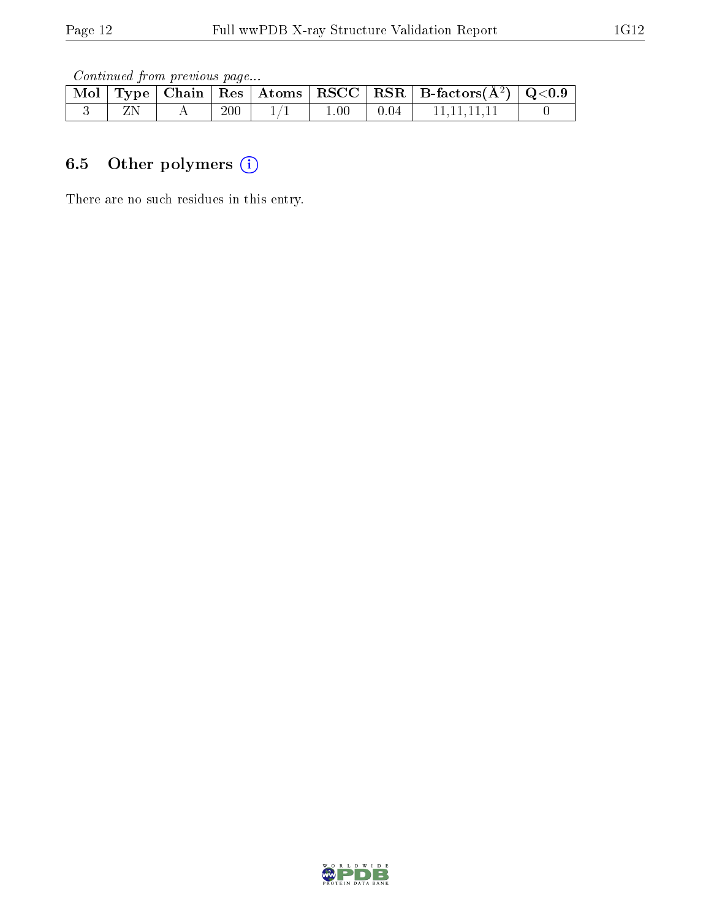*Continued from previous page...*

| Mol | Type | Chain | Res | Atoms | RSCC | RSR | B-factors($\AA^2$) | Q<0.9 |
|---|---|---|---|---|---|---|---|---|
| 3 | ZN | A | 200 | 1/1 | 1.00 | 0.04 | 11,11,11,11 | 0 |

## 6.5 Other polymers

There are no such residues in this entry.